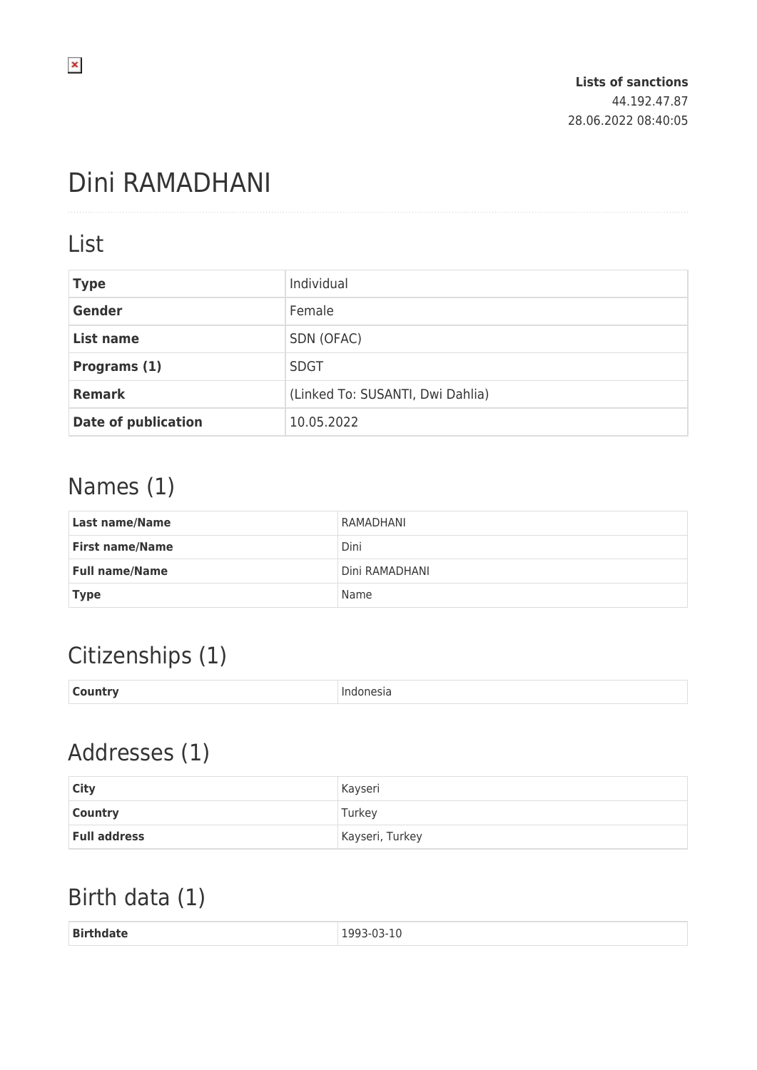**Lists of sanctions**
44.192.47.87
28.06.2022 08:40:05

# Dini RAMADHANI

## List

| | |
|---|---|
| **Type** | Individual |
| **Gender** | Female |
| **List name** | SDN (OFAC) |
| **Programs (1)** | SDGT |
| **Remark** | (Linked To: SUSANTI, Dwi Dahlia) |
| **Date of publication** | 10.05.2022 |

## Names (1)

| | |
|---|---|
| **Last name/Name** | RAMADHANI |
| **First name/Name** | Dini |
| **Full name/Name** | Dini RAMADHANI |
| **Type** | Name |

## Citizenships (1)

| | |
|---|---|
| **Country** | Indonesia |

## Addresses (1)

| | |
|---|---|
| **City** | Kayseri |
| **Country** | Turkey |
| **Full address** | Kayseri, Turkey |

## Birth data (1)

| | |
|---|---|
| **Birthdate** | 1993-03-10 |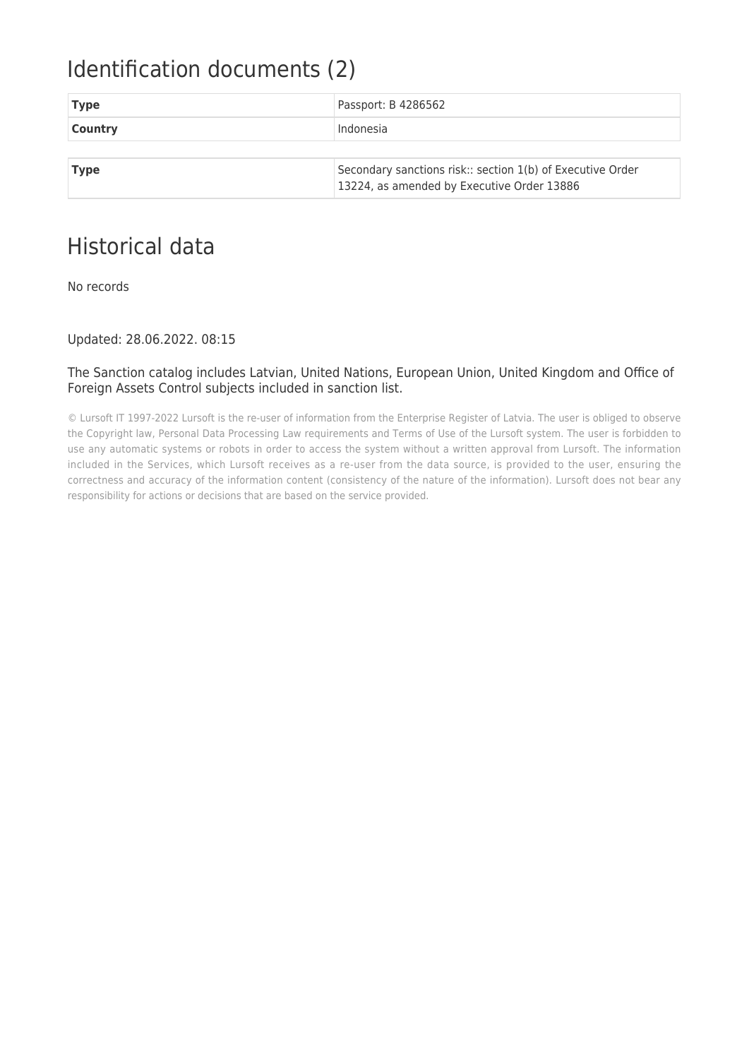## Identification documents (2)

| | |
|---|---|
| **Type** | Passport: B 4286562 |
| **Country** | Indonesia |

| | |
|---|---|
| **Type** | Secondary sanctions risk:: section 1(b) of Executive Order 13224, as amended by Executive Order 13886 |

## Historical data

No records

Updated: 28.06.2022. 08:15

The Sanction catalog includes Latvian, United Nations, European Union, United Kingdom and Office of Foreign Assets Control subjects included in sanction list.

© Lursoft IT 1997-2022 Lursoft is the re-user of information from the Enterprise Register of Latvia. The user is obliged to observe the Copyright law, Personal Data Processing Law requirements and Terms of Use of the Lursoft system. The user is forbidden to use any automatic systems or robots in order to access the system without a written approval from Lursoft. The information included in the Services, which Lursoft receives as a re-user from the data source, is provided to the user, ensuring the correctness and accuracy of the information content (consistency of the nature of the information). Lursoft does not bear any responsibility for actions or decisions that are based on the service provided.